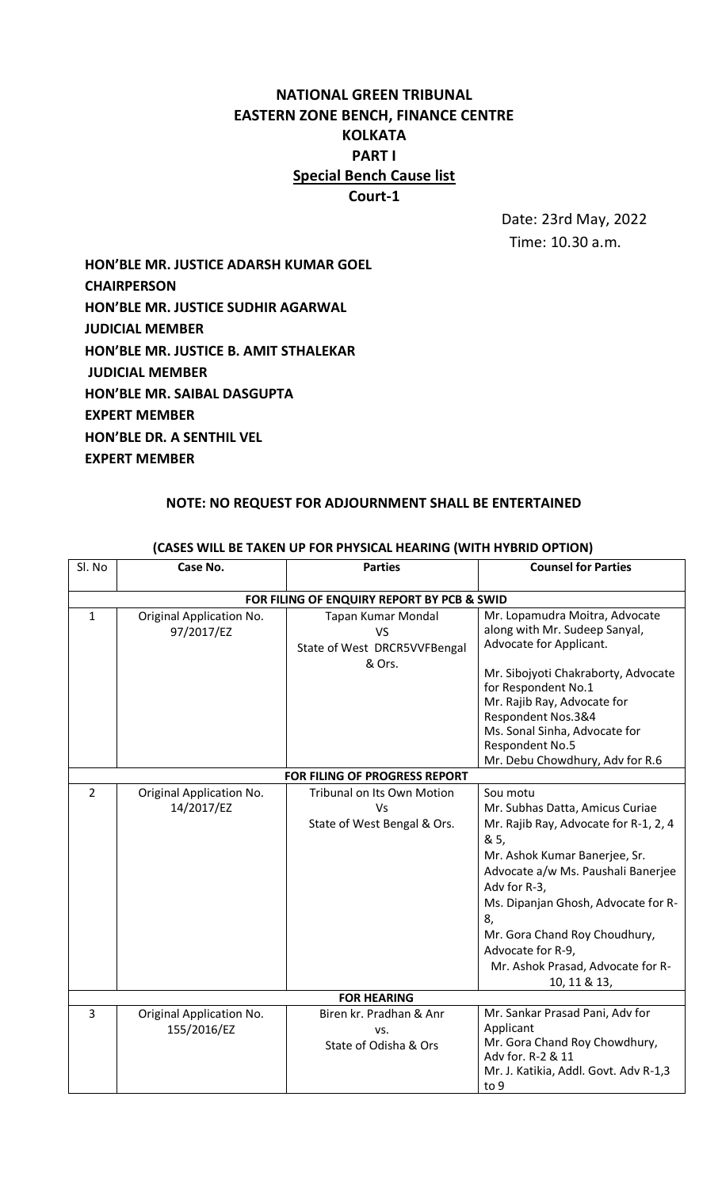# NATIONAL GREEN TRIBUNAL
# EASTERN ZONE BENCH, FINANCE CENTRE
# KOLKATA
# PART I
## Special Bench Cause list
## Court-1

Date: 23rd May, 2022
Time: 10.30 a.m.

**HON'BLE MR. JUSTICE ADARSH KUMAR GOEL**
**CHAIRPERSON**
**HON'BLE MR. JUSTICE SUDHIR AGARWAL**
**JUDICIAL MEMBER**
**HON'BLE MR. JUSTICE B. AMIT STHALEKAR**
**JUDICIAL MEMBER**
**HON'BLE MR. SAIBAL DASGUPTA**
**EXPERT MEMBER**
**HON'BLE DR. A SENTHIL VEL**
**EXPERT MEMBER**

**NOTE: NO REQUEST FOR ADJOURNMENT SHALL BE ENTERTAINED**

**(CASES WILL BE TAKEN UP FOR PHYSICAL HEARING (WITH HYBRID OPTION)**

| Sl. No | Case No. | Parties | Counsel for Parties |
|---|---|---|---|
| | | **FOR FILING OF ENQUIRY REPORT BY PCB & SWID** | |
| 1 | Original Application No. 97/2017/EZ | Tapan Kumar Mondal VS State of West DRCR5VVFBengal & Ors. | Mr. Lopamudra Moitra, Advocate along with Mr. Sudeep Sanyal, Advocate for Applicant.<br><br>Mr. Sibojyoti Chakraborty, Advocate for Respondent No.1<br>Mr. Rajib Ray, Advocate for Respondent Nos.3&4<br>Ms. Sonal Sinha, Advocate for Respondent No.5<br>Mr. Debu Chowdhury, Adv for R.6 |
| | | **FOR FILING OF PROGRESS REPORT** | |
| 2 | Original Application No. 14/2017/EZ | Tribunal on Its Own Motion Vs State of West Bengal & Ors. | Sou motu<br>Mr. Subhas Datta, Amicus Curiae<br>Mr. Rajib Ray, Advocate for R-1, 2, 4 & 5,<br>Mr. Ashok Kumar Banerjee, Sr. Advocate a/w Ms. Paushali Banerjee Adv for R-3,<br>Ms. Dipanjan Ghosh, Advocate for R-8,<br>Mr. Gora Chand Roy Choudhury, Advocate for R-9,<br>Mr. Ashok Prasad, Advocate for R-10, 11 & 13, |
| | | **FOR HEARING** | |
| 3 | Original Application No. 155/2016/EZ | Biren kr. Pradhan & Anr vs. State of Odisha & Ors | Mr. Sankar Prasad Pani, Adv for Applicant<br>Mr. Gora Chand Roy Chowdhury, Adv for. R-2 & 11<br>Mr. J. Katikia, Addl. Govt. Adv R-1,3 to 9 |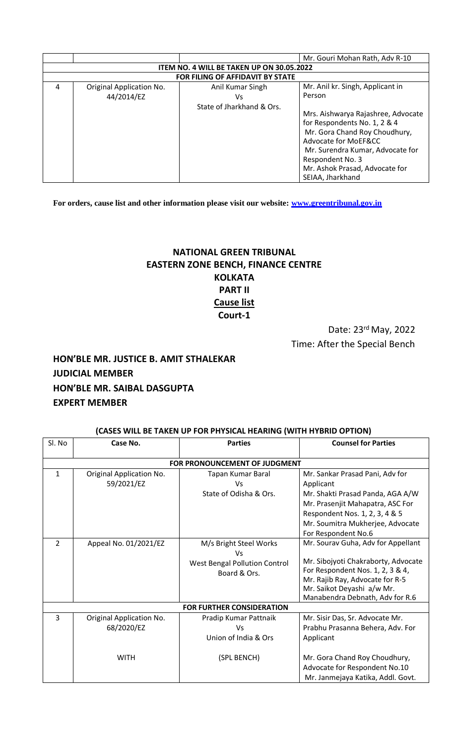| | | | Mr. Gouri Mohan Rath, Adv R-10 |
|---|---|---|---|
| **ITEM NO. 4 WILL BE TAKEN UP ON 30.05.2022** | | | |
| **FOR FILING OF AFFIDAVIT BY STATE** | | | |
| 4 | Original Application No. 44/2014/EZ | Anil Kumar Singh<br>Vs<br>State of Jharkhand & Ors. | Mr. Anil kr. Singh, Applicant in Person<br><br>Mrs. Aishwarya Rajashree, Advocate for Respondents No. 1, 2 & 4<br>Mr. Gora Chand Roy Choudhury, Advocate for MoEF&CC<br>Mr. Surendra Kumar, Advocate for Respondent No. 3<br>Mr. Ashok Prasad, Advocate for SEIAA, Jharkhand |

**For orders, cause list and other information please visit our website: www.greentribunal.gov.in**

# NATIONAL GREEN TRIBUNAL
# EASTERN ZONE BENCH, FINANCE CENTRE
# KOLKATA
# PART II
# Cause list
# Court-1

Date: 23rd May, 2022

Time: After the Special Bench

**HON'BLE MR. JUSTICE B. AMIT STHALEKAR**
**JUDICIAL MEMBER**
**HON'BLE MR. SAIBAL DASGUPTA**
**EXPERT MEMBER**

**(CASES WILL BE TAKEN UP FOR PHYSICAL HEARING (WITH HYBRID OPTION)**

| Sl. No | Case No. | Parties | Counsel for Parties |
|---|---|---|---|
| **FOR PRONOUNCEMENT OF JUDGMENT** | | | |
| 1 | Original Application No. 59/2021/EZ | Tapan Kumar Baral<br>Vs<br>State of Odisha & Ors. | Mr. Sankar Prasad Pani, Adv for Applicant<br>Mr. Shakti Prasad Panda, AGA A/W Mr. Prasenjit Mahapatra, ASC For Respondent Nos. 1, 2, 3, 4 & 5<br>Mr. Soumitra Mukherjee, Advocate For Respondent No.6 |
| 2 | Appeal No. 01/2021/EZ | M/s Bright Steel Works<br>Vs<br>West Bengal Pollution Control Board & Ors. | Mr. Sourav Guha, Adv for Appellant<br><br>Mr. Sibojyoti Chakraborty, Advocate For Respondent Nos. 1, 2, 3 & 4,<br>Mr. Rajib Ray, Advocate for R-5<br>Mr. Saikot Deyashi a/w Mr. Manabendra Debnath, Adv for R.6 |
| **FOR FURTHER CONSIDERATION** | | | |
| 3 | Original Application No. 68/2020/EZ<br><br>WITH | Pradip Kumar Pattnaik<br>Vs<br>Union of India & Ors<br><br>(SPL BENCH) | Mr. Sisir Das, Sr. Advocate Mr. Prabhu Prasanna Behera, Adv. For Applicant<br><br>Mr. Gora Chand Roy Choudhury, Advocate for Respondent No.10<br>Mr. Janmejaya Katika, Addl. Govt. |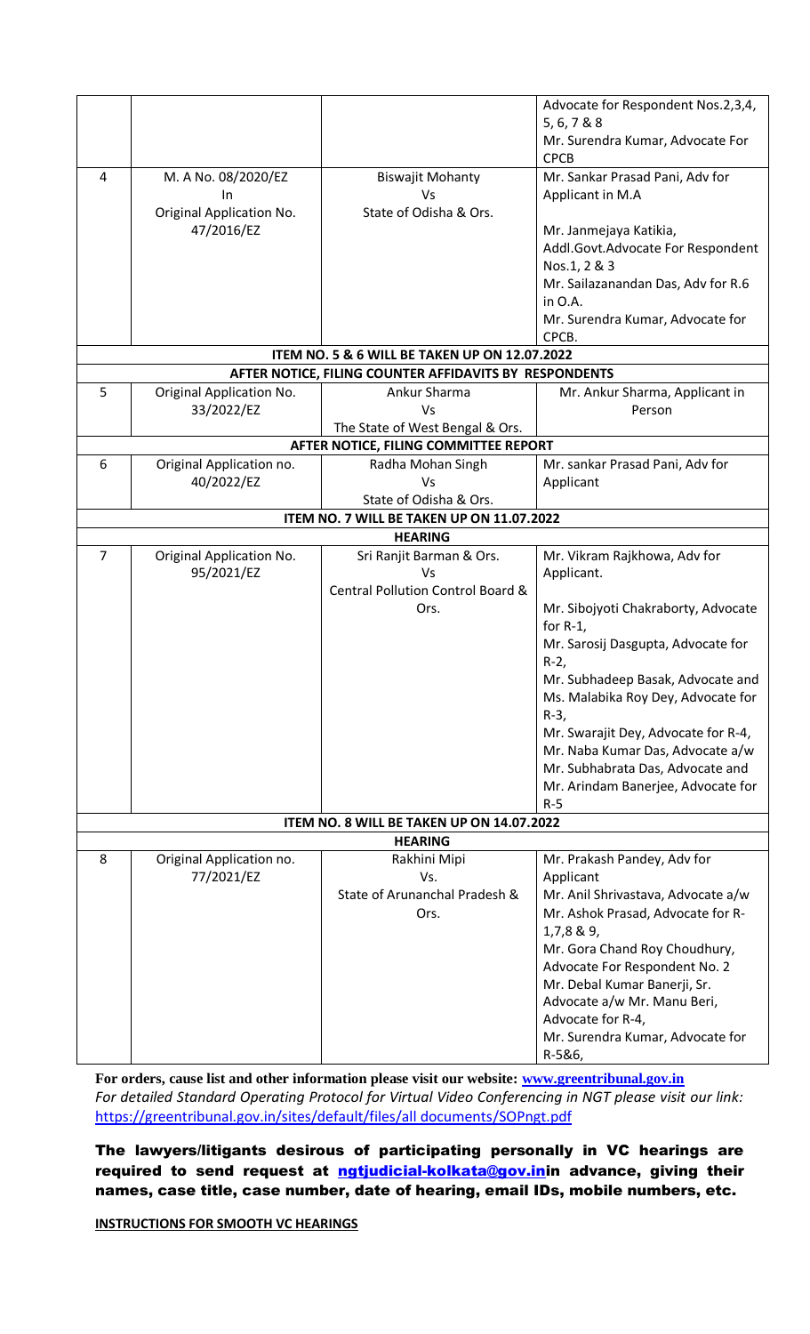| | | | |
|---|---|---|---|
| | | | Advocate for Respondent Nos.2,3,4, 5, 6, 7 & 8<br>Mr. Surendra Kumar, Advocate For CPCB |
| 4 | M. A No. 08/2020/EZ<br>In<br>Original Application No. 47/2016/EZ | Biswajit Mohanty<br>Vs<br>State of Odisha & Ors. | Mr. Sankar Prasad Pani, Adv for Applicant in M.A<br><br>Mr. Janmejaya Katikia, Addl.Govt.Advocate For Respondent Nos.1, 2 & 3<br>Mr. Sailazanandan Das, Adv for R.6 in O.A.<br>Mr. Surendra Kumar, Advocate for CPCB. |
| **ITEM NO. 5 & 6 WILL BE TAKEN UP ON 12.07.2022** | | | |
| **AFTER NOTICE, FILING COUNTER AFFIDAVITS BY RESPONDENTS** | | | |
| 5 | Original Application No. 33/2022/EZ | Ankur Sharma<br>Vs<br>The State of West Bengal & Ors. | Mr. Ankur Sharma, Applicant in Person |
| **AFTER NOTICE, FILING COMMITTEE REPORT** | | | |
| 6 | Original Application no. 40/2022/EZ | Radha Mohan Singh<br>Vs<br>State of Odisha & Ors. | Mr. sankar Prasad Pani, Adv for Applicant |
| **ITEM NO. 7 WILL BE TAKEN UP ON 11.07.2022** | | | |
| **HEARING** | | | |
| 7 | Original Application No. 95/2021/EZ | Sri Ranjit Barman & Ors.<br>Vs<br>Central Pollution Control Board & Ors. | Mr. Vikram Rajkhowa, Adv for Applicant.<br><br>Mr. Sibojyoti Chakraborty, Advocate for R-1,<br>Mr. Sarosij Dasgupta, Advocate for R-2,<br>Mr. Subhadeep Basak, Advocate and Ms. Malabika Roy Dey, Advocate for R-3,<br>Mr. Swarajit Dey, Advocate for R-4,<br>Mr. Naba Kumar Das, Advocate a/w Mr. Subhabrata Das, Advocate and Mr. Arindam Banerjee, Advocate for R-5 |
| **ITEM NO. 8 WILL BE TAKEN UP ON 14.07.2022** | | | |
| **HEARING** | | | |
| 8 | Original Application no. 77/2021/EZ | Rakhini Mipi<br>Vs.<br>State of Arunanchal Pradesh & Ors. | Mr. Prakash Pandey, Adv for Applicant<br>Mr. Anil Shrivastava, Advocate a/w Mr. Ashok Prasad, Advocate for R-1,7,8 & 9,<br>Mr. Gora Chand Roy Choudhury, Advocate For Respondent No. 2<br>Mr. Debal Kumar Banerji, Sr. Advocate a/w Mr. Manu Beri, Advocate for R-4,<br>Mr. Surendra Kumar, Advocate for R-5&6, |

**For orders, cause list and other information please visit our website: www.greentribunal.gov.in**
*For detailed Standard Operating Protocol for Virtual Video Conferencing in NGT please visit our link:* https://greentribunal.gov.in/sites/default/files/all documents/SOPngt.pdf

**The lawyers/litigants desirous of participating personally in VC hearings are required to send request at ngtjudicial-kolkata@gov.inin advance, giving their names, case title, case number, date of hearing, email IDs, mobile numbers, etc.**

**INSTRUCTIONS FOR SMOOTH VC HEARINGS**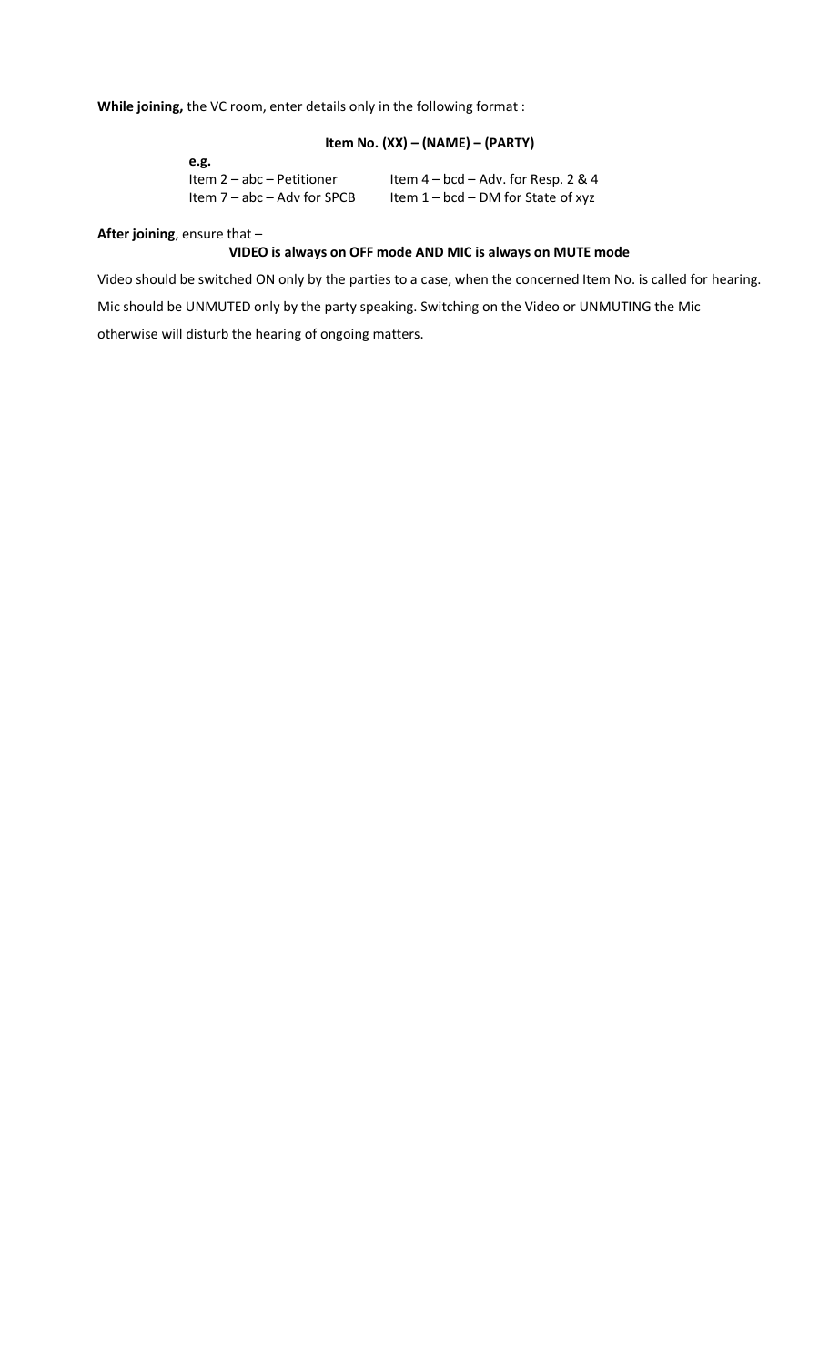**While joining,** the VC room, enter details only in the following format :

**Item No. (XX) – (NAME) – (PARTY)**

**e.g.**

| | |
|---|---|
| Item 2 – abc – Petitioner | Item 4 – bcd – Adv. for Resp. 2 & 4 |
| Item 7 – abc – Adv for SPCB | Item 1 – bcd – DM for State of xyz |

**After joining**, ensure that –

**VIDEO is always on OFF mode AND MIC is always on MUTE mode**

Video should be switched ON only by the parties to a case, when the concerned Item No. is called for hearing. Mic should be UNMUTED only by the party speaking. Switching on the Video or UNMUTING the Mic otherwise will disturb the hearing of ongoing matters.